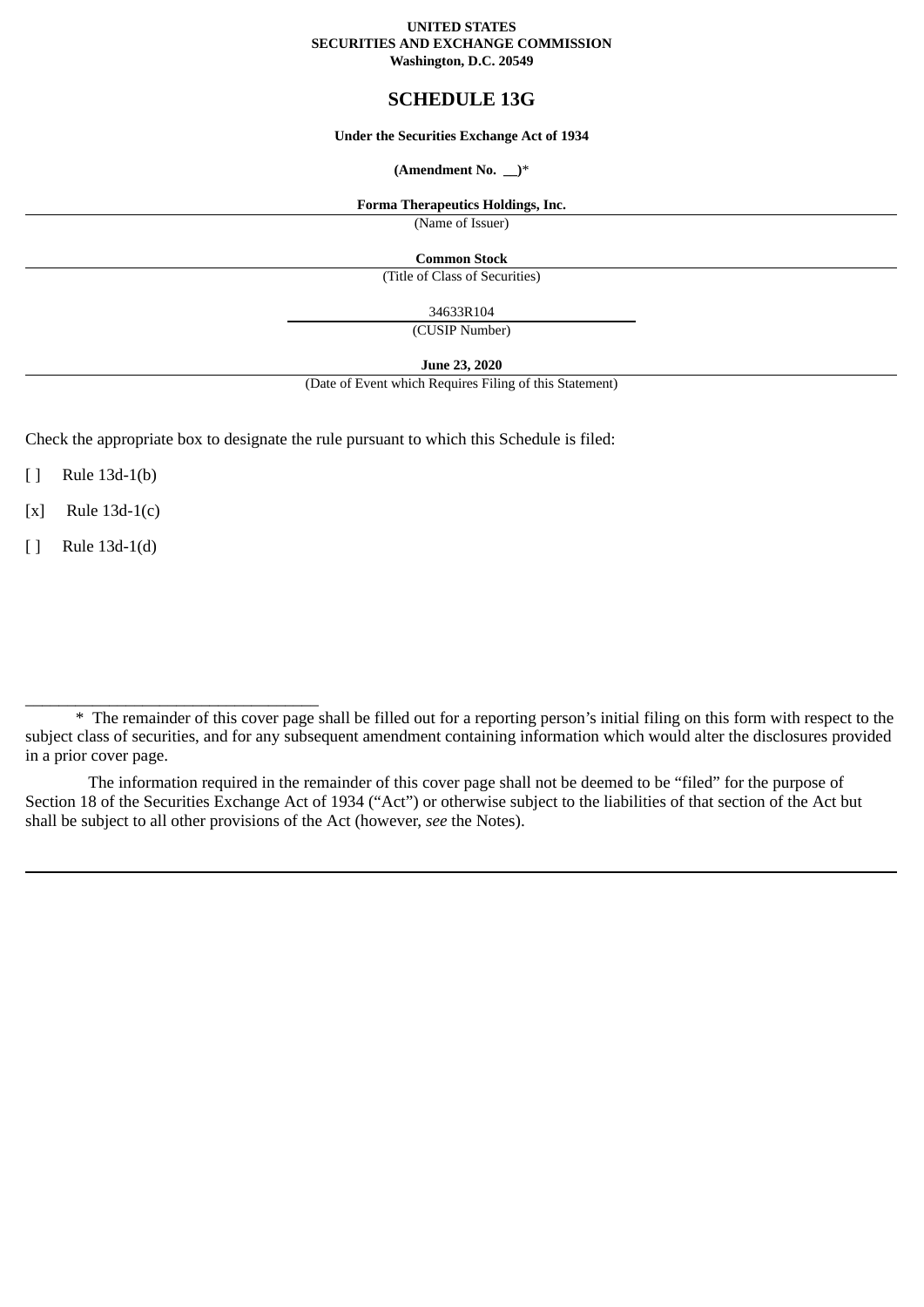**UNITED STATES**
**SECURITIES AND EXCHANGE COMMISSION**
**Washington, D.C. 20549**

# SCHEDULE 13G

**Under the Securities Exchange Act of 1934**

**(Amendment No. __)***

**Forma Therapeutics Holdings, Inc.**
(Name of Issuer)

**Common Stock**
(Title of Class of Securities)

34633R104
(CUSIP Number)

**June 23, 2020**
(Date of Event which Requires Filing of this Statement)

Check the appropriate box to designate the rule pursuant to which this Schedule is filed:

[ ] Rule 13d-1(b)

[x] Rule 13d-1(c)

[ ] Rule 13d-1(d)

---

* The remainder of this cover page shall be filled out for a reporting person's initial filing on this form with respect to the subject class of securities, and for any subsequent amendment containing information which would alter the disclosures provided in a prior cover page.

The information required in the remainder of this cover page shall not be deemed to be "filed" for the purpose of Section 18 of the Securities Exchange Act of 1934 ("Act") or otherwise subject to the liabilities of that section of the Act but shall be subject to all other provisions of the Act (however, *see* the Notes).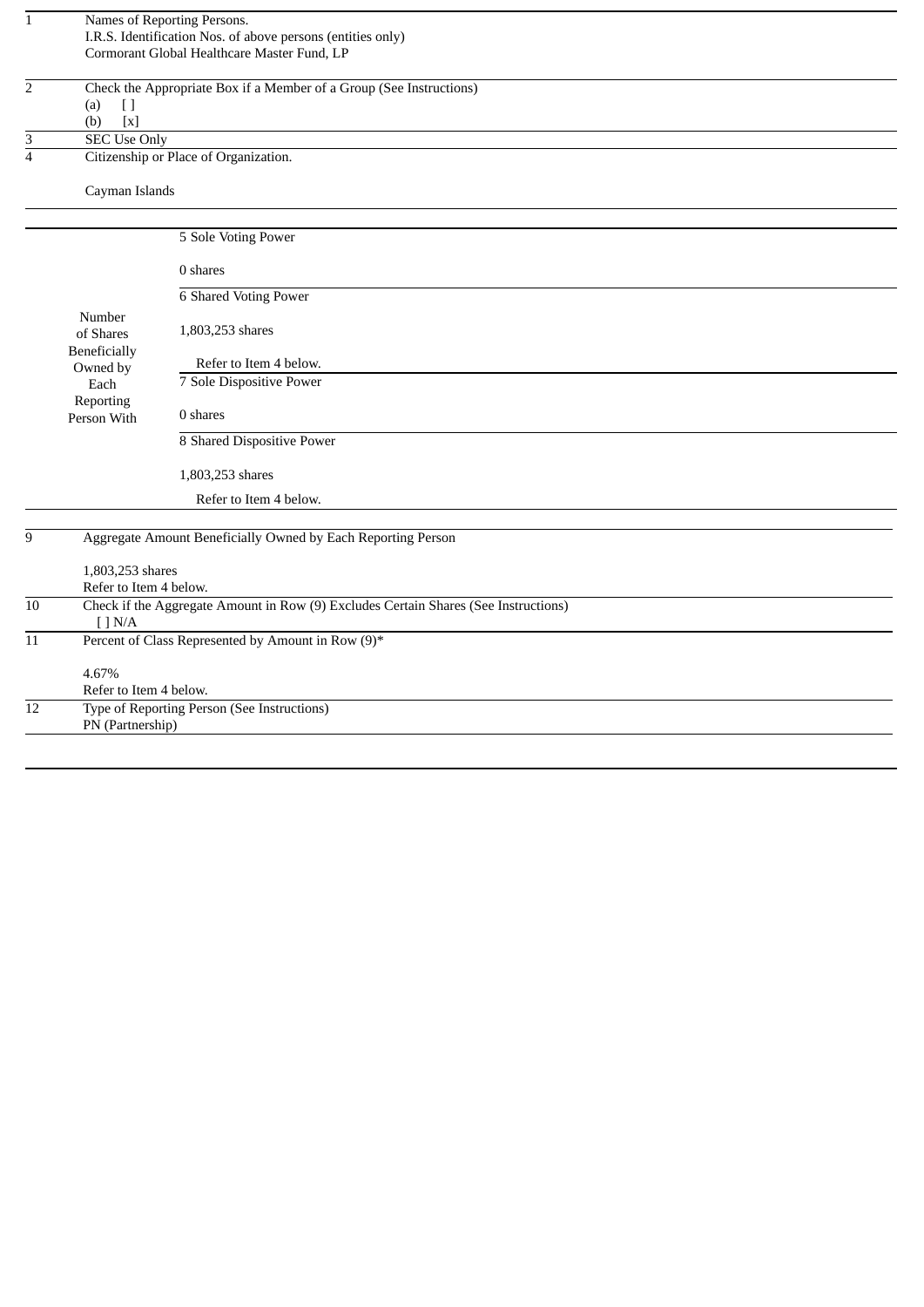| | |
|---|---|
| 1 | Names of Reporting Persons.<br>I.R.S. Identification Nos. of above persons (entities only)<br>Cormorant Global Healthcare Master Fund, LP |
| 2 | Check the Appropriate Box if a Member of a Group (See Instructions)<br>(a) [ ]<br>(b) [x] |
| 3 | SEC Use Only |
| 4 | Citizenship or Place of Organization.<br><br>Cayman Islands |

| | | |
|---|---|---|
| Number of Shares Beneficially Owned by Each Reporting Person With | 5 | Sole Voting Power<br><br>0 shares |
| | 6 | Shared Voting Power<br><br>1,803,253 shares<br><br>Refer to Item 4 below. |
| | 7 | Sole Dispositive Power<br><br>0 shares |
| | 8 | Shared Dispositive Power<br><br>1,803,253 shares<br><br>Refer to Item 4 below. |

| | |
|---|---|
| 9 | Aggregate Amount Beneficially Owned by Each Reporting Person<br><br>1,803,253 shares<br>Refer to Item 4 below. |
| 10 | Check if the Aggregate Amount in Row (9) Excludes Certain Shares (See Instructions)<br>[ ] N/A |
| 11 | Percent of Class Represented by Amount in Row (9)*<br><br>4.67%<br>Refer to Item 4 below. |
| 12 | Type of Reporting Person (See Instructions)<br>PN (Partnership) |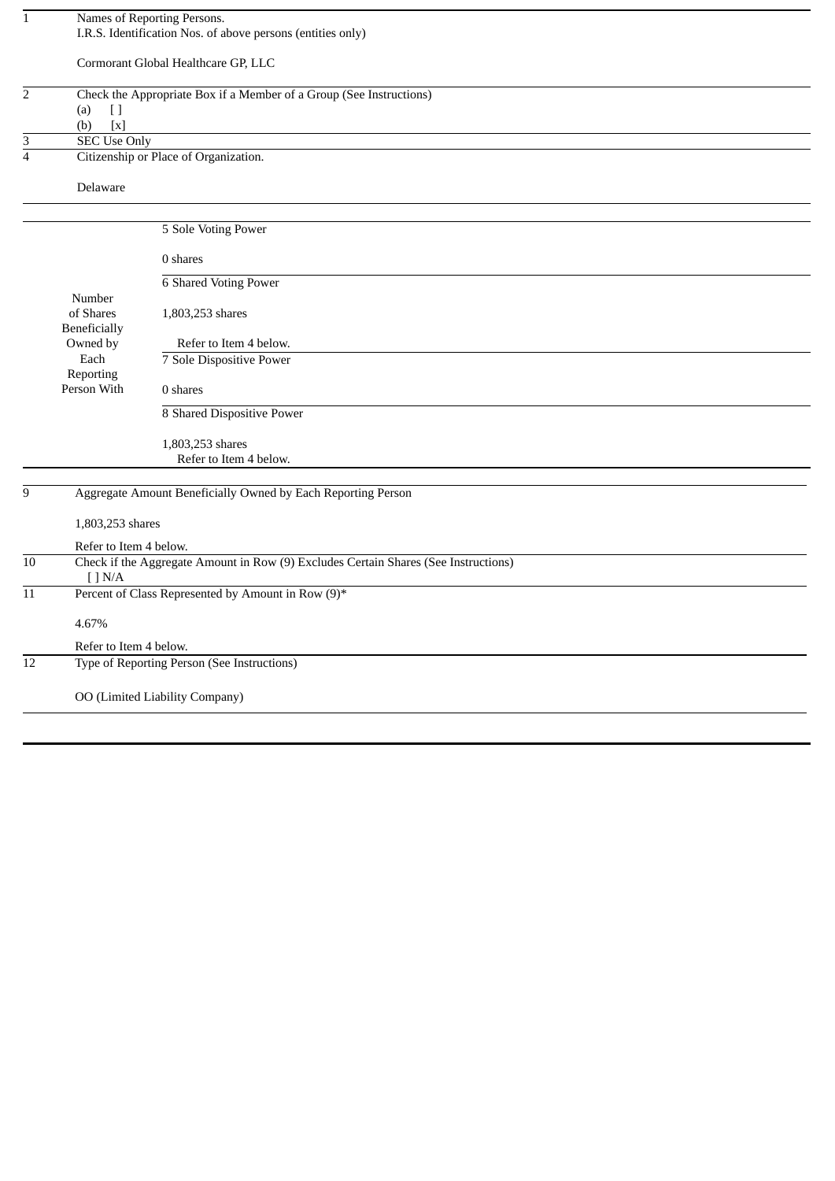| | | |
|---|---|---|
| 1 | Names of Reporting Persons.<br>I.R.S. Identification Nos. of above persons (entities only)<br><br>Cormorant Global Healthcare GP, LLC | |
| 2 | Check the Appropriate Box if a Member of a Group (See Instructions)<br>(a) [ ]<br>(b) [x] | |
| 3 | SEC Use Only | |
| 4 | Citizenship or Place of Organization.<br><br>Delaware | |

| | |
|---|---|
| Number of Shares Beneficially Owned by Each Reporting Person With | 5 Sole Voting Power<br><br>0 shares |
| | 6 Shared Voting Power<br><br>1,803,253 shares<br><br>Refer to Item 4 below. |
| | 7 Sole Dispositive Power<br><br>0 shares |
| | 8 Shared Dispositive Power<br><br>1,803,253 shares<br>Refer to Item 4 below. |

| | |
|---|---|
| 9 | Aggregate Amount Beneficially Owned by Each Reporting Person<br><br>1,803,253 shares<br><br>Refer to Item 4 below. |
| 10 | Check if the Aggregate Amount in Row (9) Excludes Certain Shares (See Instructions)<br>[ ] N/A |
| 11 | Percent of Class Represented by Amount in Row (9)*<br><br>4.67%<br><br>Refer to Item 4 below. |
| 12 | Type of Reporting Person (See Instructions)<br><br>OO (Limited Liability Company) |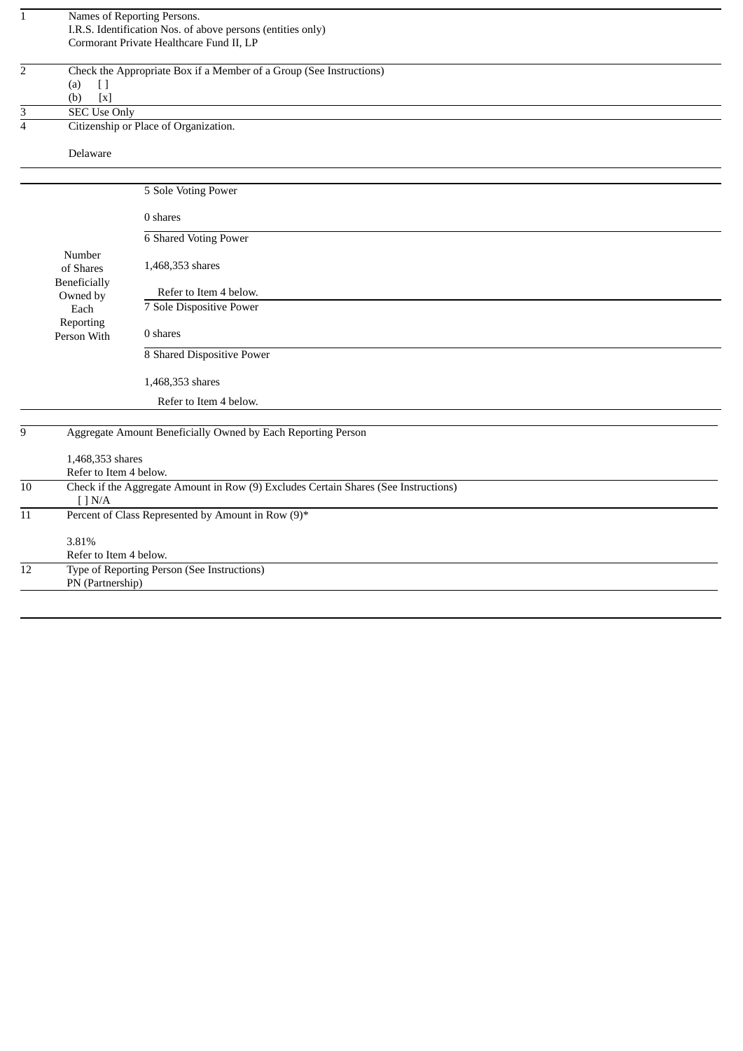| | |
|---|---|
| 1 | Names of Reporting Persons.<br>I.R.S. Identification Nos. of above persons (entities only)<br>Cormorant Private Healthcare Fund II, LP |
| 2 | Check the Appropriate Box if a Member of a Group (See Instructions)<br>(a) [ ]<br>(b) [x] |
| 3 | SEC Use Only |
| 4 | Citizenship or Place of Organization.<br><br>Delaware |

| | |
|---|---|
| Number of Shares Beneficially Owned by Each Reporting Person With | 5 Sole Voting Power<br><br>0 shares |
| | 6 Shared Voting Power<br><br>1,468,353 shares<br><br>Refer to Item 4 below. |
| | 7 Sole Dispositive Power<br><br>0 shares |
| | 8 Shared Dispositive Power<br><br>1,468,353 shares<br><br>Refer to Item 4 below. |

| | |
|---|---|
| 9 | Aggregate Amount Beneficially Owned by Each Reporting Person<br><br>1,468,353 shares<br>Refer to Item 4 below. |
| 10 | Check if the Aggregate Amount in Row (9) Excludes Certain Shares (See Instructions)<br>[ ] N/A |
| 11 | Percent of Class Represented by Amount in Row (9)*<br><br>3.81%<br>Refer to Item 4 below. |
| 12 | Type of Reporting Person (See Instructions)<br>PN (Partnership) |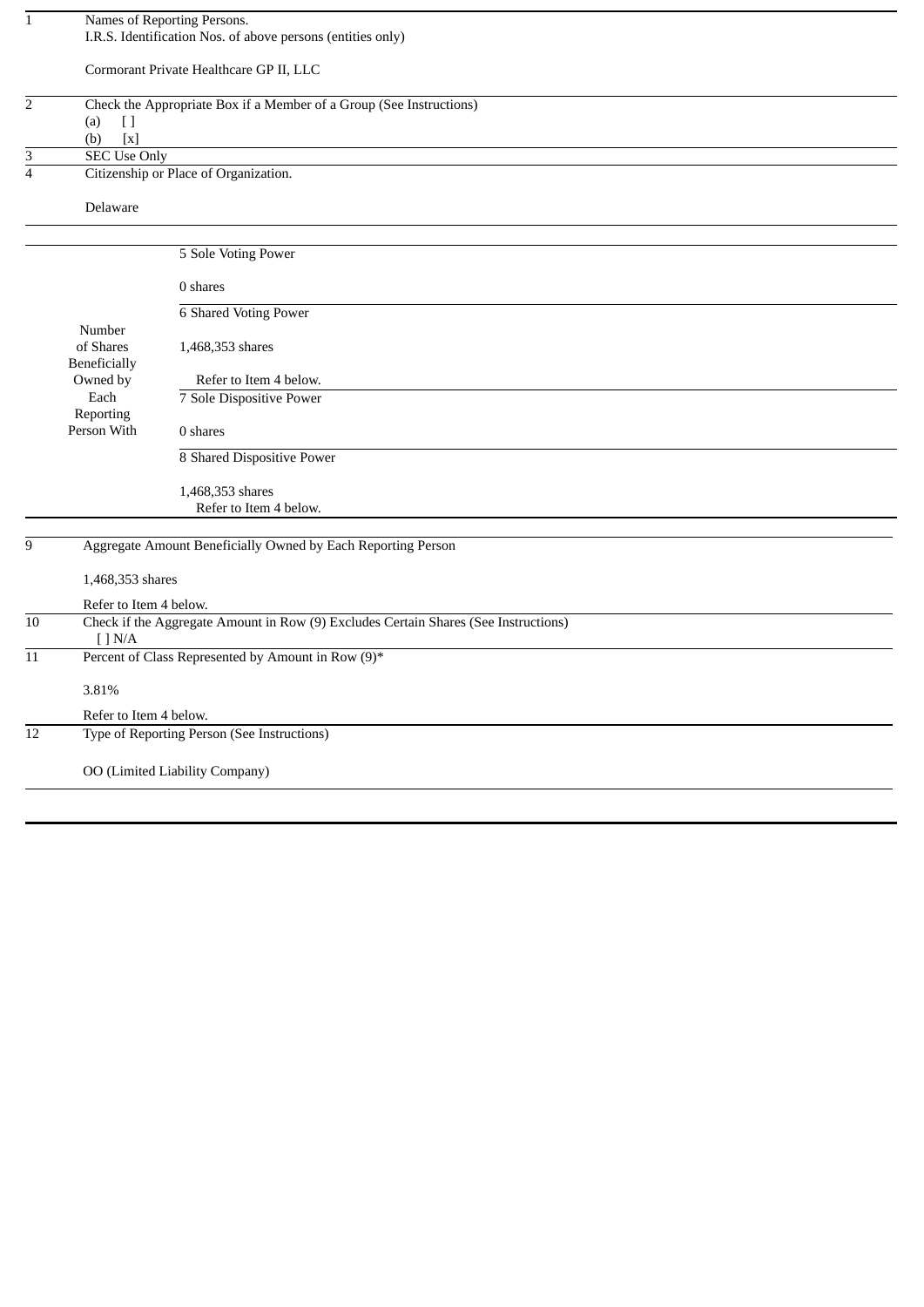| | | |
|---|---|---|
| 1 | Names of Reporting Persons.<br>I.R.S. Identification Nos. of above persons (entities only)<br><br>Cormorant Private Healthcare GP II, LLC | |
| 2 | Check the Appropriate Box if a Member of a Group (See Instructions)<br>(a) [ ]<br>(b) [x] | |
| 3 | SEC Use Only | |
| 4 | Citizenship or Place of Organization.<br><br>Delaware | |
| Number of Shares Beneficially Owned by Each Reporting Person With | 5 Sole Voting Power<br><br>0 shares | |
| | 6 Shared Voting Power<br><br>1,468,353 shares<br><br>Refer to Item 4 below. | |
| | 7 Sole Dispositive Power<br><br>0 shares | |
| | 8 Shared Dispositive Power<br><br>1,468,353 shares<br>Refer to Item 4 below. | |
| 9 | Aggregate Amount Beneficially Owned by Each Reporting Person<br><br>1,468,353 shares<br><br>Refer to Item 4 below. | |
| 10 | Check if the Aggregate Amount in Row (9) Excludes Certain Shares (See Instructions)<br>[ ] N/A | |
| 11 | Percent of Class Represented by Amount in Row (9)*<br><br>3.81%<br><br>Refer to Item 4 below. | |
| 12 | Type of Reporting Person (See Instructions)<br><br>OO (Limited Liability Company) | |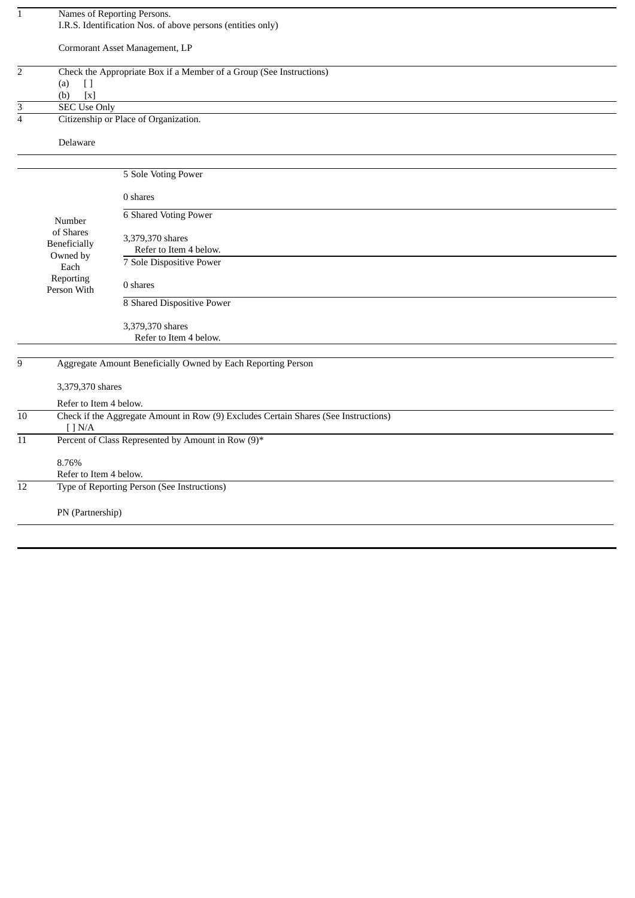| | | |
|---|---|---|
| 1 | Names of Reporting Persons.<br>I.R.S. Identification Nos. of above persons (entities only)<br><br>Cormorant Asset Management, LP | |
| 2 | Check the Appropriate Box if a Member of a Group (See Instructions)<br>(a) [ ]<br>(b) [x] | |
| 3 | SEC Use Only | |
| 4 | Citizenship or Place of Organization.<br><br>Delaware | |
| Number of Shares Beneficially Owned by Each Reporting Person With | 5 Sole Voting Power<br><br>0 shares | |
| | 6 Shared Voting Power<br><br>3,379,370 shares<br>Refer to Item 4 below. | |
| | 7 Sole Dispositive Power<br><br>0 shares | |
| | 8 Shared Dispositive Power<br><br>3,379,370 shares<br>Refer to Item 4 below. | |
| 9 | Aggregate Amount Beneficially Owned by Each Reporting Person<br><br>3,379,370 shares<br><br>Refer to Item 4 below. | |
| 10 | Check if the Aggregate Amount in Row (9) Excludes Certain Shares (See Instructions)<br>[ ] N/A | |
| 11 | Percent of Class Represented by Amount in Row (9)*<br><br>8.76%<br>Refer to Item 4 below. | |
| 12 | Type of Reporting Person (See Instructions)<br><br>PN (Partnership) | |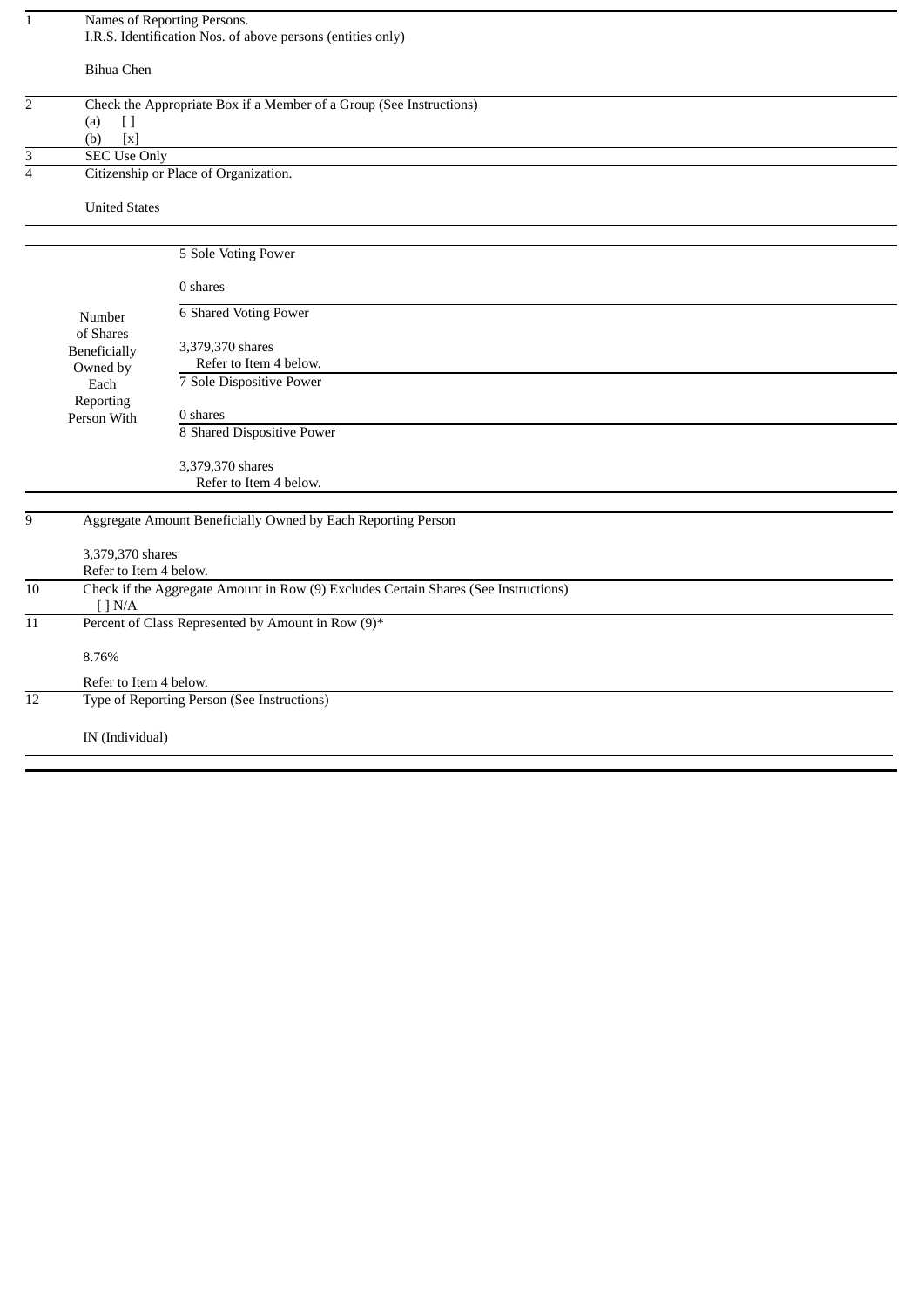| 1 | Names of Reporting Persons.<br>I.R.S. Identification Nos. of above persons (entities only)<br><br>Bihua Chen | |
|---|---|---|
| 2 | Check the Appropriate Box if a Member of a Group (See Instructions)<br>(a) [ ]<br>(b) [x] | |
| 3 | SEC Use Only | |
| 4 | Citizenship or Place of Organization.<br><br>United States | |
| Number of Shares Beneficially Owned by Each Reporting Person With | 5 Sole Voting Power<br><br>0 shares | |
| | 6 Shared Voting Power<br><br>3,379,370 shares<br>Refer to Item 4 below. | |
| | 7 Sole Dispositive Power<br><br>0 shares | |
| | 8 Shared Dispositive Power<br><br>3,379,370 shares<br>Refer to Item 4 below. | |
| 9 | Aggregate Amount Beneficially Owned by Each Reporting Person<br><br>3,379,370 shares<br>Refer to Item 4 below. | |
| 10 | Check if the Aggregate Amount in Row (9) Excludes Certain Shares (See Instructions)<br>[ ] N/A | |
| 11 | Percent of Class Represented by Amount in Row (9)*<br><br>8.76%<br><br>Refer to Item 4 below. | |
| 12 | Type of Reporting Person (See Instructions)<br><br>IN (Individual) | |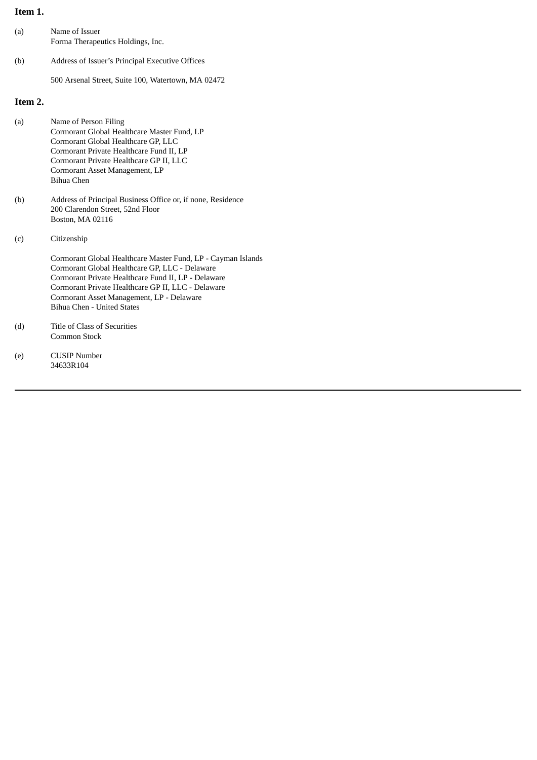**Item 1.**

(a) Name of Issuer
Forma Therapeutics Holdings, Inc.

(b) Address of Issuer's Principal Executive Offices

500 Arsenal Street, Suite 100, Watertown, MA 02472

**Item 2.**

(a) Name of Person Filing
Cormorant Global Healthcare Master Fund, LP
Cormorant Global Healthcare GP, LLC
Cormorant Private Healthcare Fund II, LP
Cormorant Private Healthcare GP II, LLC
Cormorant Asset Management, LP
Bihua Chen

(b) Address of Principal Business Office or, if none, Residence
200 Clarendon Street, 52nd Floor
Boston, MA 02116

(c) Citizenship

Cormorant Global Healthcare Master Fund, LP - Cayman Islands
Cormorant Global Healthcare GP, LLC - Delaware
Cormorant Private Healthcare Fund II, LP - Delaware
Cormorant Private Healthcare GP II, LLC - Delaware
Cormorant Asset Management, LP - Delaware
Bihua Chen - United States

(d) Title of Class of Securities
Common Stock

(e) CUSIP Number
34633R104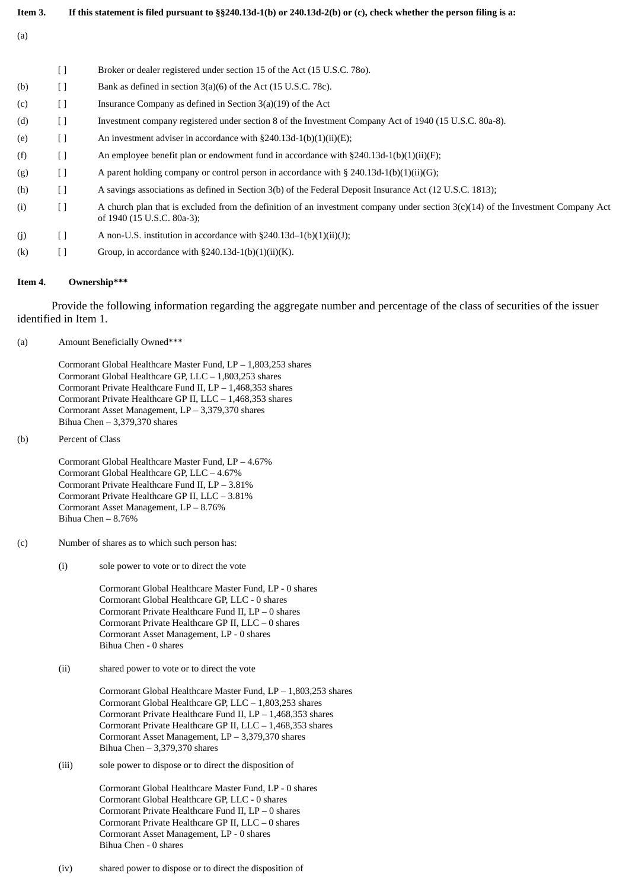**Item 3.** **If this statement is filed pursuant to §§240.13d-1(b) or 240.13d-2(b) or (c), check whether the person filing is a:**

(a) [ ] Broker or dealer registered under section 15 of the Act (15 U.S.C. 78o).

(b) [ ] Bank as defined in section 3(a)(6) of the Act (15 U.S.C. 78c).

(c) [ ] Insurance Company as defined in Section 3(a)(19) of the Act

(d) [ ] Investment company registered under section 8 of the Investment Company Act of 1940 (15 U.S.C. 80a-8).

(e) [ ] An investment adviser in accordance with §240.13d-1(b)(1)(ii)(E);

(f) [ ] An employee benefit plan or endowment fund in accordance with §240.13d-1(b)(1)(ii)(F);

(g) [ ] A parent holding company or control person in accordance with § 240.13d-1(b)(1)(ii)(G);

(h) [ ] A savings associations as defined in Section 3(b) of the Federal Deposit Insurance Act (12 U.S.C. 1813);

(i) [ ] A church plan that is excluded from the definition of an investment company under section 3(c)(14) of the Investment Company Act of 1940 (15 U.S.C. 80a-3);

(j) [ ] A non-U.S. institution in accordance with §240.13d–1(b)(1)(ii)(J);

(k) [ ] Group, in accordance with §240.13d-1(b)(1)(ii)(K).

**Item 4.** **Ownership*****

Provide the following information regarding the aggregate number and percentage of the class of securities of the issuer identified in Item 1.

(a) Amount Beneficially Owned***

Cormorant Global Healthcare Master Fund, LP – 1,803,253 shares
Cormorant Global Healthcare GP, LLC – 1,803,253 shares
Cormorant Private Healthcare Fund II, LP – 1,468,353 shares
Cormorant Private Healthcare GP II, LLC – 1,468,353 shares
Cormorant Asset Management, LP – 3,379,370 shares
Bihua Chen – 3,379,370 shares

(b) Percent of Class

Cormorant Global Healthcare Master Fund, LP – 4.67%
Cormorant Global Healthcare GP, LLC – 4.67%
Cormorant Private Healthcare Fund II, LP – 3.81%
Cormorant Private Healthcare GP II, LLC – 3.81%
Cormorant Asset Management, LP – 8.76%
Bihua Chen – 8.76%

(c) Number of shares as to which such person has:

(i) sole power to vote or to direct the vote

Cormorant Global Healthcare Master Fund, LP - 0 shares
Cormorant Global Healthcare GP, LLC - 0 shares
Cormorant Private Healthcare Fund II, LP – 0 shares
Cormorant Private Healthcare GP II, LLC – 0 shares
Cormorant Asset Management, LP - 0 shares
Bihua Chen - 0 shares

(ii) shared power to vote or to direct the vote

Cormorant Global Healthcare Master Fund, LP – 1,803,253 shares
Cormorant Global Healthcare GP, LLC – 1,803,253 shares
Cormorant Private Healthcare Fund II, LP – 1,468,353 shares
Cormorant Private Healthcare GP II, LLC – 1,468,353 shares
Cormorant Asset Management, LP – 3,379,370 shares
Bihua Chen – 3,379,370 shares

(iii) sole power to dispose or to direct the disposition of

Cormorant Global Healthcare Master Fund, LP - 0 shares
Cormorant Global Healthcare GP, LLC - 0 shares
Cormorant Private Healthcare Fund II, LP – 0 shares
Cormorant Private Healthcare GP II, LLC – 0 shares
Cormorant Asset Management, LP - 0 shares
Bihua Chen - 0 shares

(iv) shared power to dispose or to direct the disposition of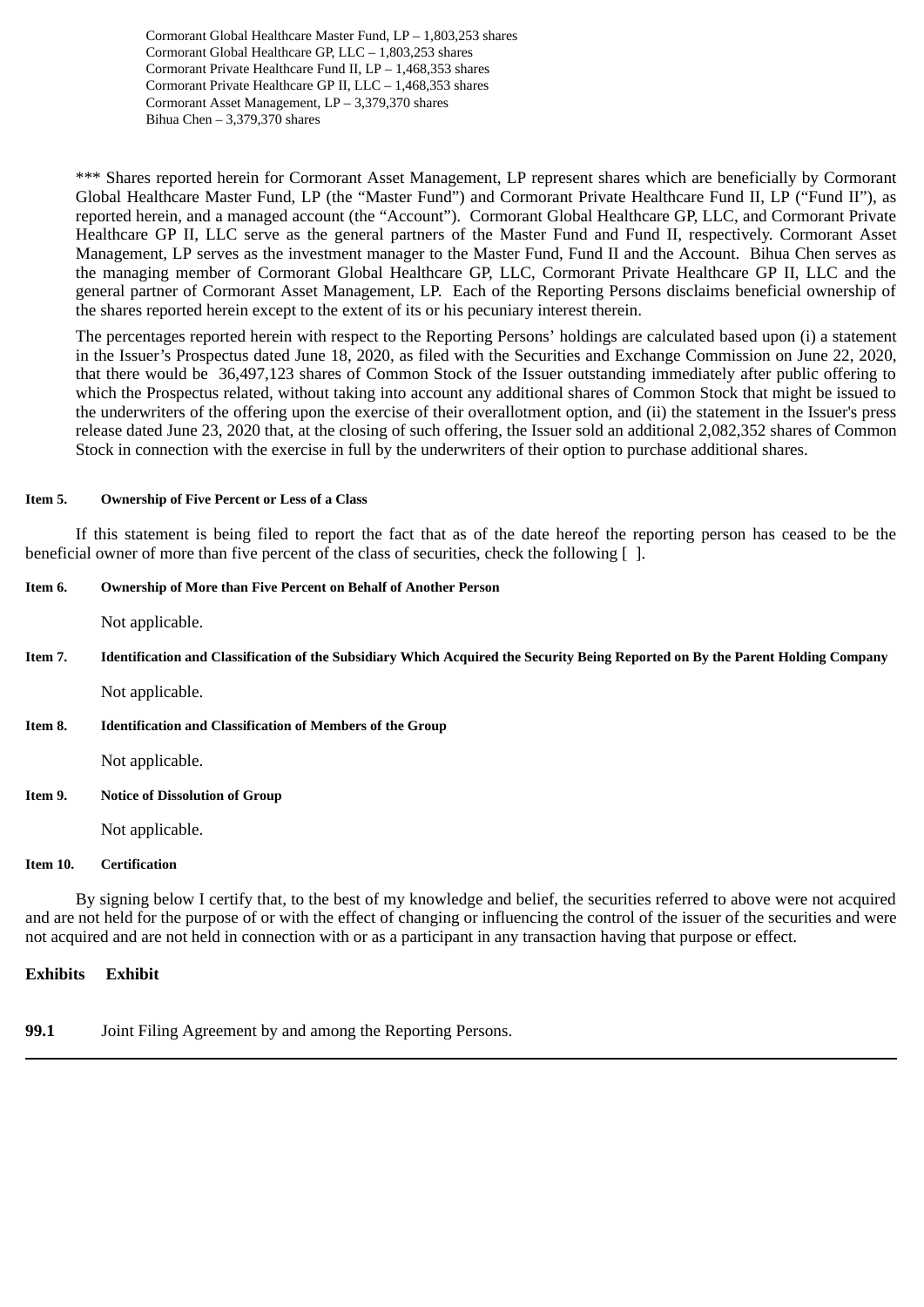Cormorant Global Healthcare Master Fund, LP – 1,803,253 shares
Cormorant Global Healthcare GP, LLC – 1,803,253 shares
Cormorant Private Healthcare Fund II, LP – 1,468,353 shares
Cormorant Private Healthcare GP II, LLC – 1,468,353 shares
Cormorant Asset Management, LP – 3,379,370 shares
Bihua Chen – 3,379,370 shares

*** Shares reported herein for Cormorant Asset Management, LP represent shares which are beneficially by Cormorant Global Healthcare Master Fund, LP (the "Master Fund") and Cormorant Private Healthcare Fund II, LP ("Fund II"), as reported herein, and a managed account (the "Account"). Cormorant Global Healthcare GP, LLC, and Cormorant Private Healthcare GP II, LLC serve as the general partners of the Master Fund and Fund II, respectively. Cormorant Asset Management, LP serves as the investment manager to the Master Fund, Fund II and the Account. Bihua Chen serves as the managing member of Cormorant Global Healthcare GP, LLC, Cormorant Private Healthcare GP II, LLC and the general partner of Cormorant Asset Management, LP. Each of the Reporting Persons disclaims beneficial ownership of the shares reported herein except to the extent of its or his pecuniary interest therein.

The percentages reported herein with respect to the Reporting Persons' holdings are calculated based upon (i) a statement in the Issuer's Prospectus dated June 18, 2020, as filed with the Securities and Exchange Commission on June 22, 2020, that there would be 36,497,123 shares of Common Stock of the Issuer outstanding immediately after public offering to which the Prospectus related, without taking into account any additional shares of Common Stock that might be issued to the underwriters of the offering upon the exercise of their overallotment option, and (ii) the statement in the Issuer's press release dated June 23, 2020 that, at the closing of such offering, the Issuer sold an additional 2,082,352 shares of Common Stock in connection with the exercise in full by the underwriters of their option to purchase additional shares.

**Item 5. Ownership of Five Percent or Less of a Class**

If this statement is being filed to report the fact that as of the date hereof the reporting person has ceased to be the beneficial owner of more than five percent of the class of securities, check the following [ ].

**Item 6. Ownership of More than Five Percent on Behalf of Another Person**

Not applicable.

**Item 7. Identification and Classification of the Subsidiary Which Acquired the Security Being Reported on By the Parent Holding Company**

Not applicable.

**Item 8. Identification and Classification of Members of the Group**

Not applicable.

**Item 9. Notice of Dissolution of Group**

Not applicable.

**Item 10. Certification**

By signing below I certify that, to the best of my knowledge and belief, the securities referred to above were not acquired and are not held for the purpose of or with the effect of changing or influencing the control of the issuer of the securities and were not acquired and are not held in connection with or as a participant in any transaction having that purpose or effect.

**Exhibits Exhibit**

**99.1** Joint Filing Agreement by and among the Reporting Persons.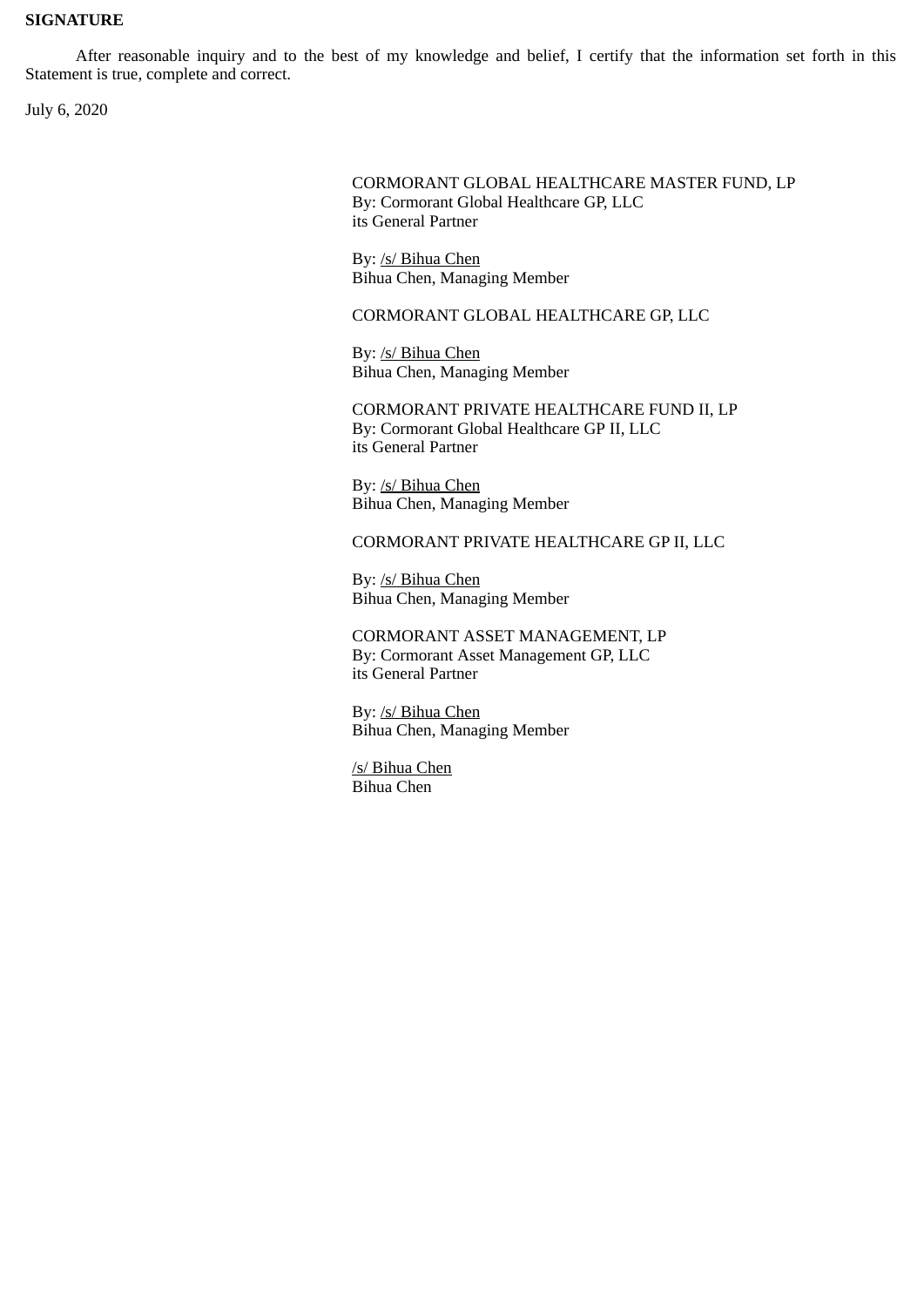**SIGNATURE**

After reasonable inquiry and to the best of my knowledge and belief, I certify that the information set forth in this Statement is true, complete and correct.

July 6, 2020

CORMORANT GLOBAL HEALTHCARE MASTER FUND, LP
By: Cormorant Global Healthcare GP, LLC
its General Partner

By: /s/ Bihua Chen
Bihua Chen, Managing Member

CORMORANT GLOBAL HEALTHCARE GP, LLC

By: /s/ Bihua Chen
Bihua Chen, Managing Member

CORMORANT PRIVATE HEALTHCARE FUND II, LP
By: Cormorant Global Healthcare GP II, LLC
its General Partner

By: /s/ Bihua Chen
Bihua Chen, Managing Member

CORMORANT PRIVATE HEALTHCARE GP II, LLC

By: /s/ Bihua Chen
Bihua Chen, Managing Member

CORMORANT ASSET MANAGEMENT, LP
By: Cormorant Asset Management GP, LLC
its General Partner

By: /s/ Bihua Chen
Bihua Chen, Managing Member

/s/ Bihua Chen
Bihua Chen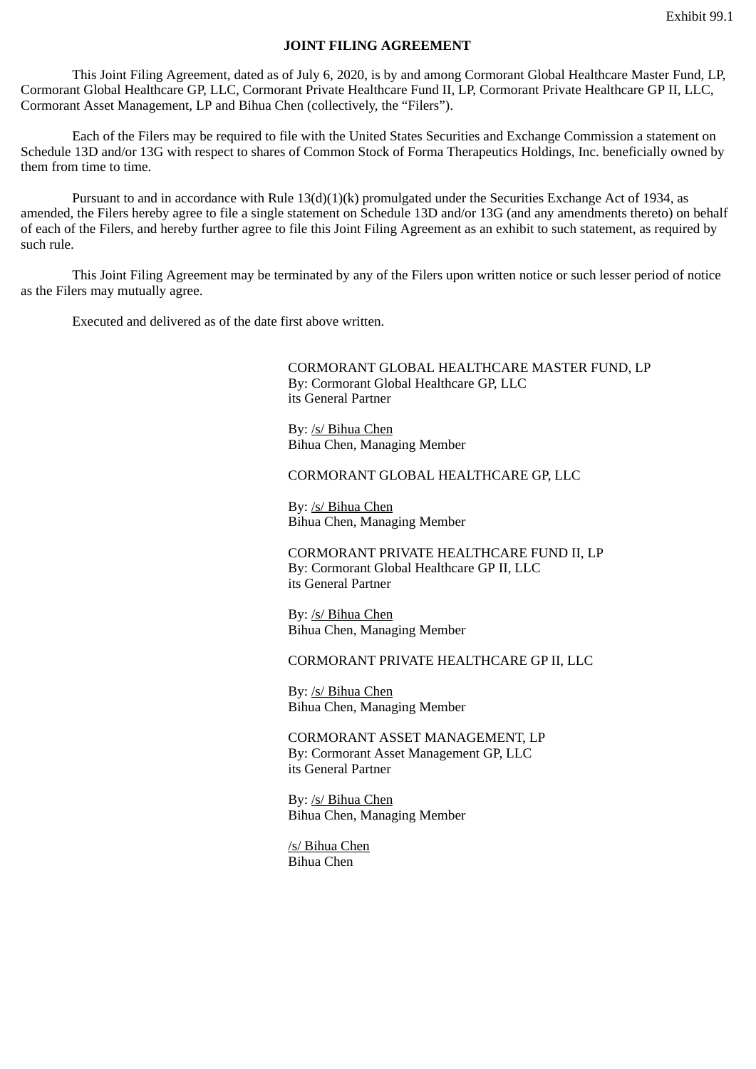Exhibit 99.1

**JOINT FILING AGREEMENT**

This Joint Filing Agreement, dated as of July 6, 2020, is by and among Cormorant Global Healthcare Master Fund, LP, Cormorant Global Healthcare GP, LLC, Cormorant Private Healthcare Fund II, LP, Cormorant Private Healthcare GP II, LLC, Cormorant Asset Management, LP and Bihua Chen (collectively, the “Filers”).

Each of the Filers may be required to file with the United States Securities and Exchange Commission a statement on Schedule 13D and/or 13G with respect to shares of Common Stock of Forma Therapeutics Holdings, Inc. beneficially owned by them from time to time.

Pursuant to and in accordance with Rule 13(d)(1)(k) promulgated under the Securities Exchange Act of 1934, as amended, the Filers hereby agree to file a single statement on Schedule 13D and/or 13G (and any amendments thereto) on behalf of each of the Filers, and hereby further agree to file this Joint Filing Agreement as an exhibit to such statement, as required by such rule.

This Joint Filing Agreement may be terminated by any of the Filers upon written notice or such lesser period of notice as the Filers may mutually agree.

Executed and delivered as of the date first above written.

CORMORANT GLOBAL HEALTHCARE MASTER FUND, LP
By: Cormorant Global Healthcare GP, LLC
its General Partner

By: /s/ Bihua Chen
Bihua Chen, Managing Member

CORMORANT GLOBAL HEALTHCARE GP, LLC

By: /s/ Bihua Chen
Bihua Chen, Managing Member

CORMORANT PRIVATE HEALTHCARE FUND II, LP
By: Cormorant Global Healthcare GP II, LLC
its General Partner

By: /s/ Bihua Chen
Bihua Chen, Managing Member

CORMORANT PRIVATE HEALTHCARE GP II, LLC

By: /s/ Bihua Chen
Bihua Chen, Managing Member

CORMORANT ASSET MANAGEMENT, LP
By: Cormorant Asset Management GP, LLC
its General Partner

By: /s/ Bihua Chen
Bihua Chen, Managing Member

/s/ Bihua Chen
Bihua Chen